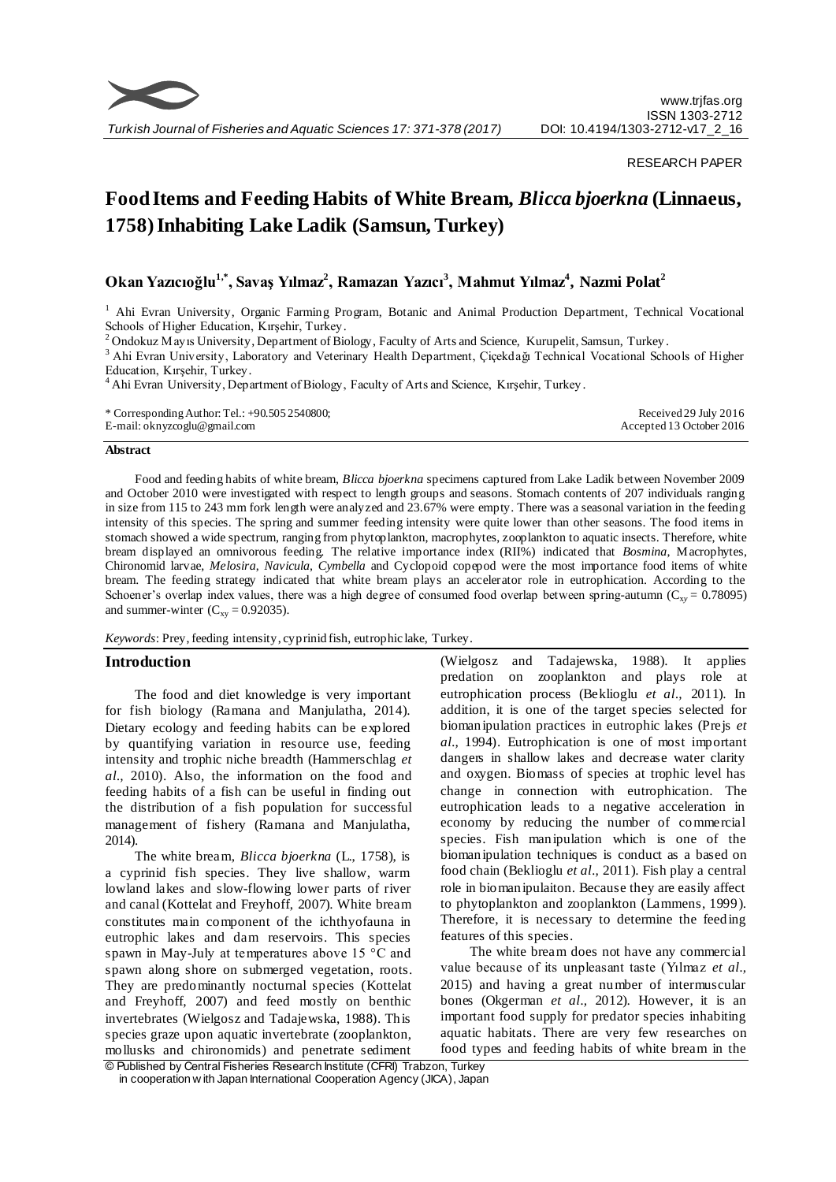RESEARCH PAPER

# Food Items and Feeding Habits of White Bream, *Blicca bjoerkna* (Linnaeus, 1758) Inhabiting Lake Ladik (Samsun, Turkey)

**Okan Yazıcıoğlu[1,*], Savaş Yılmaz[2], Ramazan Yazıcı[3], Mahmut Yılmaz[4], Nazmi Polat[2]**

[1] Ahi Evran University, Organic Farming Program, Botanic and Animal Production Department, Technical Vocational Schools of Higher Education, Kırşehir, Turkey.
[2] Ondokuz Mayıs University, Department of Biology, Faculty of Arts and Science, Kurupelit, Samsun, Turkey.
[3] Ahi Evran University, Laboratory and Veterinary Health Department, Çiçekdağı Technical Vocational Schools of Higher Education, Kırşehir, Turkey.
[4] Ahi Evran University, Department of Biology, Faculty of Arts and Science, Kırşehir, Turkey.

\* Corresponding Author: Tel.: +90.505 2540800;
E-mail: oknyzcoglu@gmail.com

Received 29 July 2016
Accepted 13 October 2016

## Abstract

Food and feeding habits of white bream, *Blicca bjoerkna* specimens captured from Lake Ladik between November 2009 and October 2010 were investigated with respect to length groups and seasons. Stomach contents of 207 individuals ranging in size from 115 to 243 mm fork length were analyzed and 23.67% were empty. There was a seasonal variation in the feeding intensity of this species. The spring and summer feeding intensity were quite lower than other seasons. The food items in stomach showed a wide spectrum, ranging from phytoplankton, macrophytes, zooplankton to aquatic insects. Therefore, white bream displayed an omnivorous feeding. The relative importance index (RII%) indicated that *Bosmina*, Macrophytes, Chironomid larvae, *Melosira*, *Navicula*, *Cymbella* and Cyclopoid copepod were the most importance food items of white bream. The feeding strategy indicated that white bream plays an accelerator role in eutrophication. According to the Schoener's overlap index values, there was a high degree of consumed food overlap between spring-autumn ($C_{xy}$ = 0.78095) and summer-winter ($C_{xy}$ = 0.92035).

*Keywords*: Prey, feeding intensity, cyprinid fish, eutrophic lake, Turkey.

## Introduction

The food and diet knowledge is very important for fish biology (Ramana and Manjulatha, 2014). Dietary ecology and feeding habits can be explored by quantifying variation in resource use, feeding intensity and trophic niche breadth (Hammerschlag *et al*., 2010). Also, the information on the food and feeding habits of a fish can be useful in finding out the distribution of a fish population for successful management of fishery (Ramana and Manjulatha, 2014).

The white bream, *Blicca bjoerkna* (L., 1758), is a cyprinid fish species. They live shallow, warm lowland lakes and slow-flowing lower parts of river and canal (Kottelat and Freyhoff, 2007). White bream constitutes main component of the ichthyofauna in eutrophic lakes and dam reservoirs. This species spawn in May-July at temperatures above 15 °C and spawn along shore on submerged vegetation, roots. They are predominantly nocturnal species (Kottelat and Freyhoff, 2007) and feed mostly on benthic invertebrates (Wielgosz and Tadajewska, 1988). This species graze upon aquatic invertebrate (zooplankton, mollusks and chironomids) and penetrate sediment (Wielgosz and Tadajewska, 1988). It applies predation on zooplankton and plays role at eutrophication process (Beklioglu *et al*., 2011). In addition, it is one of the target species selected for biomanipulation practices in eutrophic lakes (Prejs *et al*., 1994). Eutrophication is one of most important dangers in shallow lakes and decrease water clarity and oxygen. Biomass of species at trophic level has change in connection with eutrophication. The eutrophication leads to a negative acceleration in economy by reducing the number of commercial species. Fish manipulation which is one of the biomanipulation techniques is conduct as a based on food chain (Beklioglu *et al*., 2011). Fish play a central role in biomanipulaiton. Because they are easily affect to phytoplankton and zooplankton (Lammens, 1999). Therefore, it is necessary to determine the feeding features of this species.

The white bream does not have any commercial value because of its unpleasant taste (Yılmaz *et al*., 2015) and having a great number of intermuscular bones (Okgerman *et al*., 2012). However, it is an important food supply for predator species inhabiting aquatic habitats. There are very few researches on food types and feeding habits of white bream in the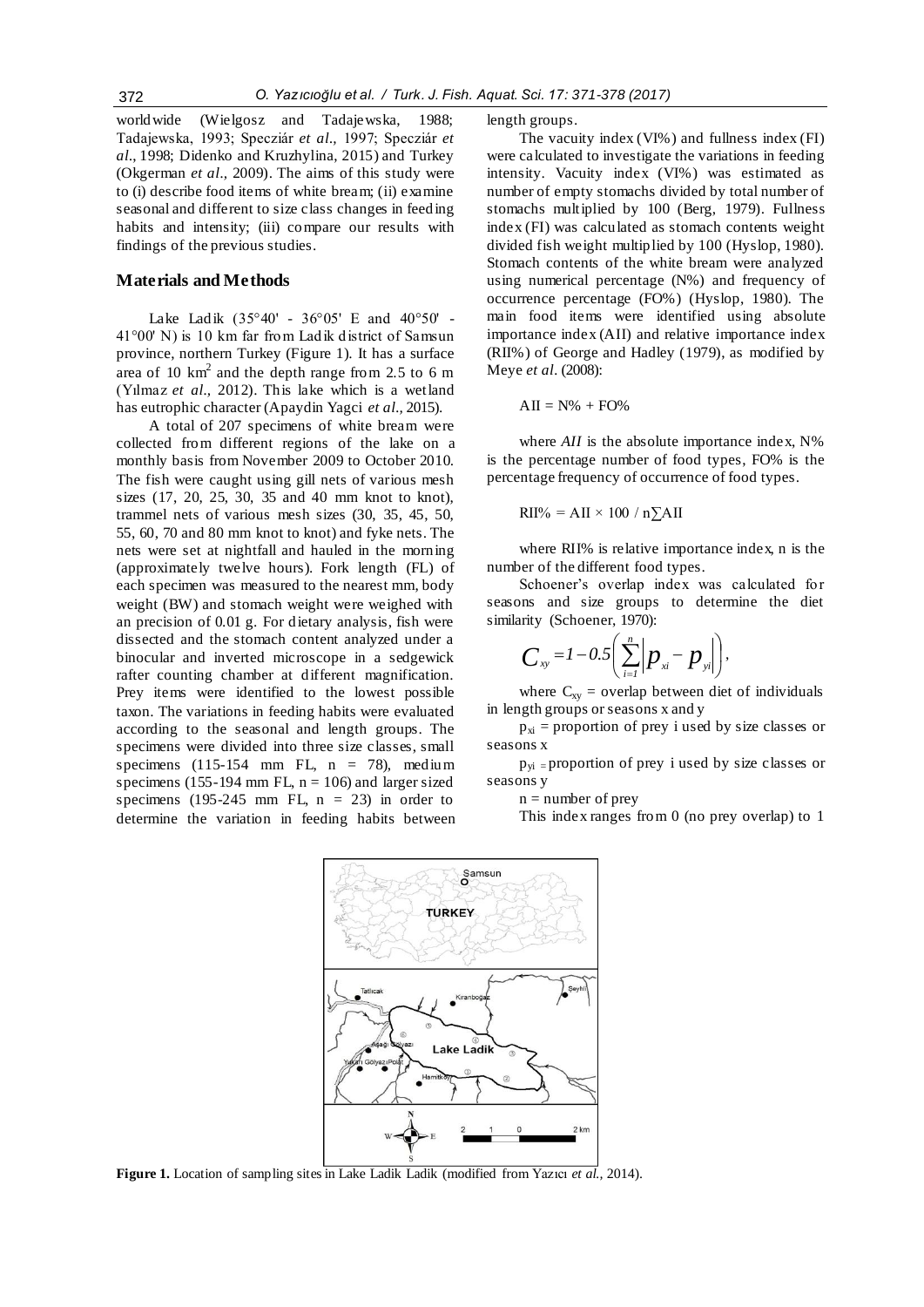worldwide (Wielgosz and Tadajewska, 1988; Tadajewska, 1993; Specziár *et al.*, 1997; Specziár *et al.*, 1998; Didenko and Kruzhylina, 2015) and Turkey (Okgerman *et al.*, 2009). The aims of this study were to (i) describe food items of white bream; (ii) examine seasonal and different to size class changes in feeding habits and intensity; (iii) compare our results with findings of the previous studies.

## Materials and Methods

Lake Ladik (35°40' - 36°05' E and 40°50' - 41°00' N) is 10 km far from Ladik district of Samsun province, northern Turkey (Figure 1). It has a surface area of 10 km$^2$ and the depth range from 2.5 to 6 m (Yılmaz *et al.*, 2012). This lake which is a wetland has eutrophic character (Apaydin Yagci *et al.*, 2015).

A total of 207 specimens of white bream were collected from different regions of the lake on a monthly basis from November 2009 to October 2010. The fish were caught using gill nets of various mesh sizes (17, 20, 25, 30, 35 and 40 mm knot to knot), trammel nets of various mesh sizes (30, 35, 45, 50, 55, 60, 70 and 80 mm knot to knot) and fyke nets. The nets were set at nightfall and hauled in the morning (approximately twelve hours). Fork length (FL) of each specimen was measured to the nearest mm, body weight (BW) and stomach weight were weighed with an precision of 0.01 g. For dietary analysis, fish were dissected and the stomach content analyzed under a binocular and inverted microscope in a sedgewick rafter counting chamber at different magnification. Prey items were identified to the lowest possible taxon. The variations in feeding habits were evaluated according to the seasonal and length groups. The specimens were divided into three size classes, small specimens (115-154 mm FL, n = 78), medium specimens (155-194 mm FL, n = 106) and larger sized specimens (195-245 mm FL, n = 23) in order to determine the variation in feeding habits between length groups.

The vacuity index (VI%) and fullness index (FI) were calculated to investigate the variations in feeding intensity. Vacuity index (VI%) was estimated as number of empty stomachs divided by total number of stomachs multiplied by 100 (Berg, 1979). Fullness index (FI) was calculated as stomach contents weight divided fish weight multiplied by 100 (Hyslop, 1980). Stomach contents of the white bream were analyzed using numerical percentage (N%) and frequency of occurrence percentage (FO%) (Hyslop, 1980). The main food items were identified using absolute importance index (AII) and relative importance index (RII%) of George and Hadley (1979), as modified by Meye *et al.* (2008):

$$AII = N\% + FO\%$$

where *AII* is the absolute importance index, N% is the percentage number of food types, FO% is the percentage frequency of occurrence of food types.

$$RII\% = AII \times 100 \ / \ n\sum AII$$

where RII% is relative importance index, n is the number of the different food types.

Schoener's overlap index was calculated for seasons and size groups to determine the diet similarity (Schoener, 1970):

$$C_{xy} = 1 - 0.5\left(\sum_{i=1}^{n}\left|p_{xi} - p_{yi}\right|\right),$$

where $C_{xy}$ = overlap between diet of individuals in length groups or seasons x and y

$p_{xi}$ = proportion of prey i used by size classes or seasons x

$p_{yi}$ = proportion of prey i used by size classes or seasons y

n = number of prey

This index ranges from 0 (no prey overlap) to 1

**Figure 1.** Location of sampling sites in Lake Ladik Ladik (modified from Yazıcı *et al.*, 2014).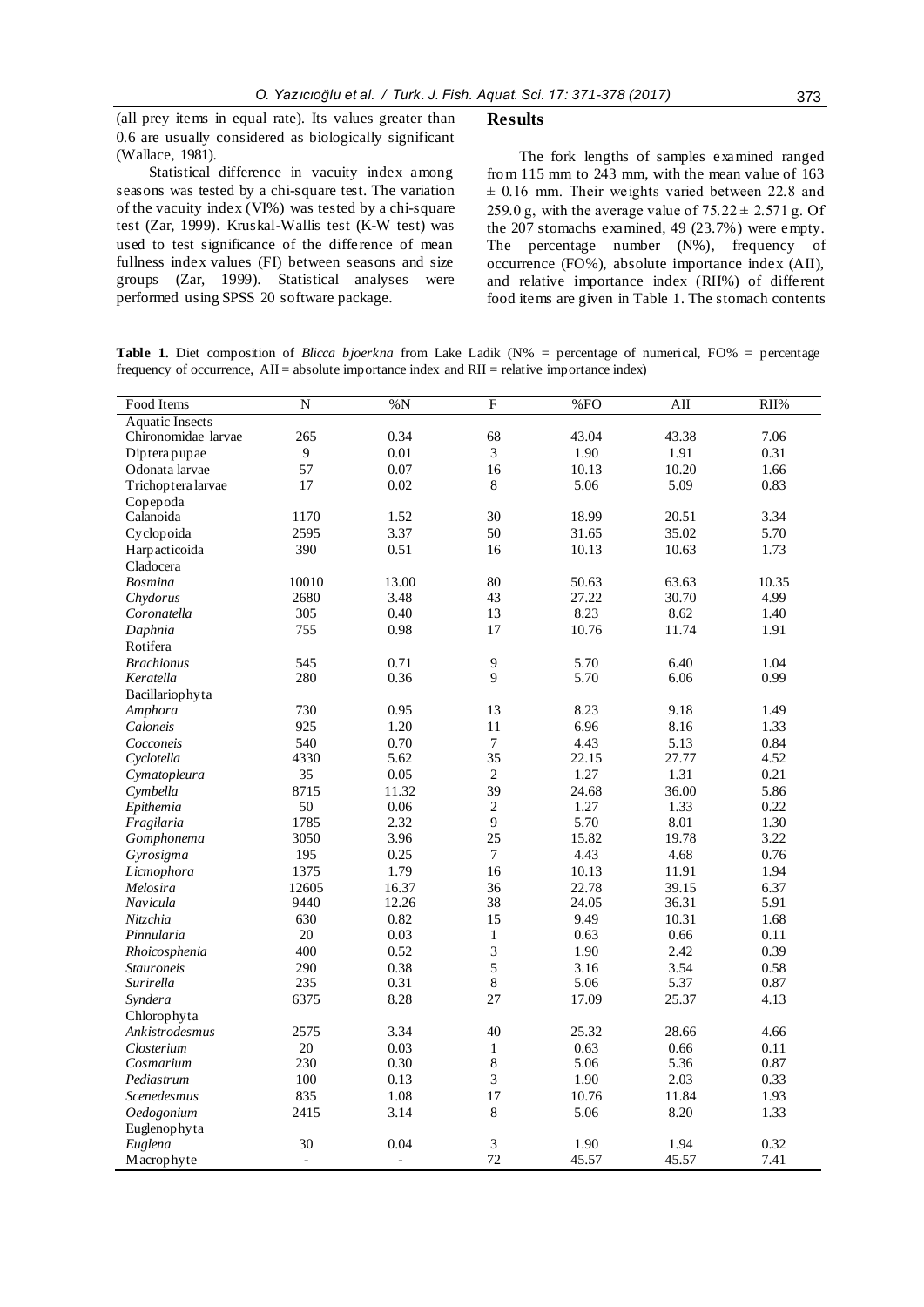(all prey items in equal rate). Its values greater than 0.6 are usually considered as biologically significant (Wallace, 1981).

Statistical difference in vacuity index among seasons was tested by a chi-square test. The variation of the vacuity index (VI%) was tested by a chi-square test (Zar, 1999). Kruskal-Wallis test (K-W test) was used to test significance of the difference of mean fullness index values (FI) between seasons and size groups (Zar, 1999). Statistical analyses were performed using SPSS 20 software package.

## Results

The fork lengths of samples examined ranged from 115 mm to 243 mm, with the mean value of 163 ± 0.16 mm. Their weights varied between 22.8 and 259.0 g, with the average value of 75.22 ± 2.571 g. Of the 207 stomachs examined, 49 (23.7%) were empty. The percentage number (N%), frequency of occurrence (FO%), absolute importance index (AII), and relative importance index (RII%) of different food items are given in Table 1. The stomach contents

**Table 1.** Diet composition of *Blicca bjoerkna* from Lake Ladik (N% = percentage of numerical, FO% = percentage frequency of occurrence, AII = absolute importance index and RII = relative importance index)

| Food Items | N | %N | F | %FO | AII | RII% |
|---|---|---|---|---|---|---|
| Aquatic Insects | | | | | | |
| Chironomidae larvae | 265 | 0.34 | 68 | 43.04 | 43.38 | 7.06 |
| Diptera pupae | 9 | 0.01 | 3 | 1.90 | 1.91 | 0.31 |
| Odonata larvae | 57 | 0.07 | 16 | 10.13 | 10.20 | 1.66 |
| Trichoptera larvae | 17 | 0.02 | 8 | 5.06 | 5.09 | 0.83 |
| Copepoda | | | | | | |
| Calanoida | 1170 | 1.52 | 30 | 18.99 | 20.51 | 3.34 |
| Cyclopoida | 2595 | 3.37 | 50 | 31.65 | 35.02 | 5.70 |
| Harpacticoida | 390 | 0.51 | 16 | 10.13 | 10.63 | 1.73 |
| Cladocera | | | | | | |
| *Bosmina* | 10010 | 13.00 | 80 | 50.63 | 63.63 | 10.35 |
| *Chydorus* | 2680 | 3.48 | 43 | 27.22 | 30.70 | 4.99 |
| *Coronatella* | 305 | 0.40 | 13 | 8.23 | 8.62 | 1.40 |
| *Daphnia* | 755 | 0.98 | 17 | 10.76 | 11.74 | 1.91 |
| Rotifera | | | | | | |
| *Brachionus* | 545 | 0.71 | 9 | 5.70 | 6.40 | 1.04 |
| *Keratella* | 280 | 0.36 | 9 | 5.70 | 6.06 | 0.99 |
| Bacillariophyta | | | | | | |
| *Amphora* | 730 | 0.95 | 13 | 8.23 | 9.18 | 1.49 |
| *Caloneis* | 925 | 1.20 | 11 | 6.96 | 8.16 | 1.33 |
| *Cocconeis* | 540 | 0.70 | 7 | 4.43 | 5.13 | 0.84 |
| *Cyclotella* | 4330 | 5.62 | 35 | 22.15 | 27.77 | 4.52 |
| *Cymatopleura* | 35 | 0.05 | 2 | 1.27 | 1.31 | 0.21 |
| *Cymbella* | 8715 | 11.32 | 39 | 24.68 | 36.00 | 5.86 |
| *Epithemia* | 50 | 0.06 | 2 | 1.27 | 1.33 | 0.22 |
| *Fragilaria* | 1785 | 2.32 | 9 | 5.70 | 8.01 | 1.30 |
| *Gomphonema* | 3050 | 3.96 | 25 | 15.82 | 19.78 | 3.22 |
| *Gyrosigma* | 195 | 0.25 | 7 | 4.43 | 4.68 | 0.76 |
| *Licmophora* | 1375 | 1.79 | 16 | 10.13 | 11.91 | 1.94 |
| *Melosira* | 12605 | 16.37 | 36 | 22.78 | 39.15 | 6.37 |
| *Navicula* | 9440 | 12.26 | 38 | 24.05 | 36.31 | 5.91 |
| *Nitzchia* | 630 | 0.82 | 15 | 9.49 | 10.31 | 1.68 |
| *Pinnularia* | 20 | 0.03 | 1 | 0.63 | 0.66 | 0.11 |
| *Rhoicosphenia* | 400 | 0.52 | 3 | 1.90 | 2.42 | 0.39 |
| *Stauroneis* | 290 | 0.38 | 5 | 3.16 | 3.54 | 0.58 |
| *Surirella* | 235 | 0.31 | 8 | 5.06 | 5.37 | 0.87 |
| *Syndera* | 6375 | 8.28 | 27 | 17.09 | 25.37 | 4.13 |
| Chlorophyta | | | | | | |
| *Ankistrodesmus* | 2575 | 3.34 | 40 | 25.32 | 28.66 | 4.66 |
| *Closterium* | 20 | 0.03 | 1 | 0.63 | 0.66 | 0.11 |
| *Cosmarium* | 230 | 0.30 | 8 | 5.06 | 5.36 | 0.87 |
| *Pediastrum* | 100 | 0.13 | 3 | 1.90 | 2.03 | 0.33 |
| *Scenedesmus* | 835 | 1.08 | 17 | 10.76 | 11.84 | 1.93 |
| *Oedogonium* | 2415 | 3.14 | 8 | 5.06 | 8.20 | 1.33 |
| Euglenophyta | | | | | | |
| *Euglena* | 30 | 0.04 | 3 | 1.90 | 1.94 | 0.32 |
| Macrophyte | - | - | 72 | 45.57 | 45.57 | 7.41 |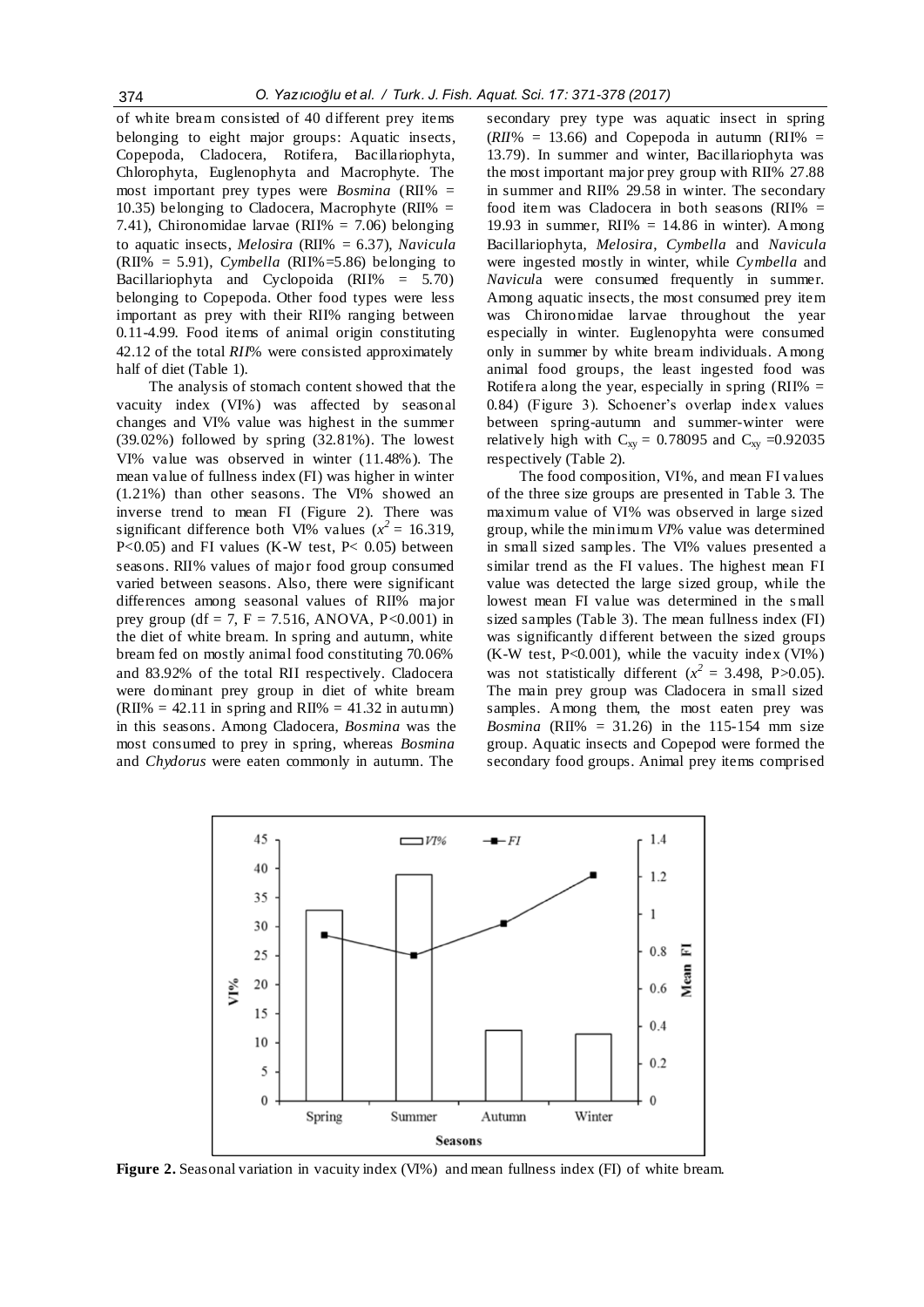of white bream consisted of 40 different prey items belonging to eight major groups: Aquatic insects, Copepoda, Cladocera, Rotifera, Bacillariophyta, Chlorophyta, Euglenophyta and Macrophyte. The most important prey types were *Bosmina* (RII% = 10.35) belonging to Cladocera, Macrophyte (RII% = 7.41), Chironomidae larvae (RII% = 7.06) belonging to aquatic insects, *Melosira* (RII% = 6.37), *Navicula* (RII% = 5.91), *Cymbella* (RII%=5.86) belonging to Bacillariophyta and Cyclopoida (RII% = 5.70) belonging to Copepoda. Other food types were less important as prey with their RII% ranging between 0.11-4.99. Food items of animal origin constituting 42.12 of the total *RII*% were consisted approximately half of diet (Table 1).

The analysis of stomach content showed that the vacuity index (VI%) was affected by seasonal changes and VI% value was highest in the summer (39.02%) followed by spring (32.81%). The lowest VI% value was observed in winter (11.48%). The mean value of fullness index (FI) was higher in winter (1.21%) than other seasons. The VI% showed an inverse trend to mean FI (Figure 2). There was significant difference both VI% values ($x^2$ = 16.319, P<0.05) and FI values (K-W test, P< 0.05) between seasons. RII% values of major food group consumed varied between seasons. Also, there were significant differences among seasonal values of RII% major prey group (df = 7, F = 7.516, ANOVA, P<0.001) in the diet of white bream. In spring and autumn, white bream fed on mostly animal food constituting 70.06% and 83.92% of the total RII respectively. Cladocera were dominant prey group in diet of white bream (RII% = 42.11 in spring and RII% = 41.32 in autumn) in this seasons. Among Cladocera, *Bosmina* was the most consumed to prey in spring, whereas *Bosmina* and *Chydorus* were eaten commonly in autumn. The secondary prey type was aquatic insect in spring (*RII*% = 13.66) and Copepoda in autumn (RII% = 13.79). In summer and winter, Bacillariophyta was the most important major prey group with RII% 27.88 in summer and RII% 29.58 in winter. The secondary food item was Cladocera in both seasons (RII% = 19.93 in summer, RII% = 14.86 in winter). Among Bacillariophyta, *Melosira*, *Cymbella* and *Navicula* were ingested mostly in winter, while *Cymbella* and *Navicul*a were consumed frequently in summer. Among aquatic insects, the most consumed prey item was Chironomidae larvae throughout the year especially in winter. Euglenopyhta were consumed only in summer by white bream individuals. Among animal food groups, the least ingested food was Rotifera along the year, especially in spring (RII% = 0.84) (Figure 3). Schoener's overlap index values between spring-autumn and summer-winter were relatively high with $C_{xy}$ = 0.78095 and $C_{xy}$ =0.92035 respectively (Table 2).

The food composition, VI%, and mean FI values of the three size groups are presented in Table 3. The maximum value of VI% was observed in large sized group, while the minimum *VI*% value was determined in small sized samples. The VI% values presented a similar trend as the FI values. The highest mean FI value was detected the large sized group, while the lowest mean FI value was determined in the small sized samples (Table 3). The mean fullness index (FI) was significantly different between the sized groups (K-W test, P<0.001), while the vacuity index (VI%) was not statistically different ($x^2$ = 3.498, P>0.05). The main prey group was Cladocera in small sized samples. Among them, the most eaten prey was *Bosmina* (RII% = 31.26) in the 115-154 mm size group. Aquatic insects and Copepod were formed the secondary food groups. Animal prey items comprised

**Figure 2.** Seasonal variation in vacuity index (VI%) and mean fullness index (FI) of white bream.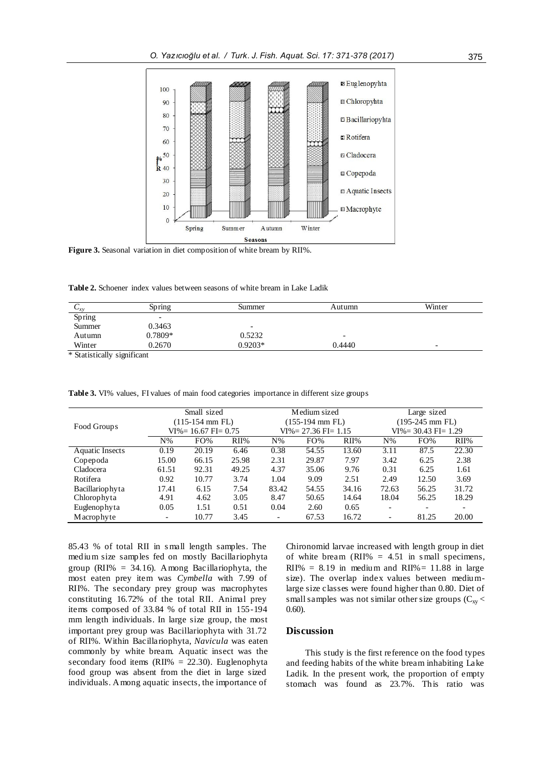Figure 3. Seasonal variation in diet composition of white bream by RII%.

**Table 2.** Schoener index values between seasons of white bream in Lake Ladik

| $C_{xy}$ | Spring | Summer | Autumn | Winter |
|---|---|---|---|---|
| Spring | - | | | |
| Summer | 0.3463 | - | | |
| Autumn | 0.7809* | 0.5232 | - | |
| Winter | 0.2670 | 0.9203* | 0.4440 | - |

\* Statistically significant

**Table 3.** VI% values, FI values of main food categories importance in different size groups

| Food Groups | Small sized (115-154 mm FL) VI%= 16.67 FI= 0.75 | | | Medium sized (155-194 mm FL) VI%= 27.36 FI= 1.15 | | | Large sized (195-245 mm FL) VI%= 30.43 FI= 1.29 | | |
|---|---|---|---|---|---|---|---|---|---|
| | N% | FO% | RII% | N% | FO% | RII% | N% | FO% | RII% |
| Aquatic Insects | 0.19 | 20.19 | 6.46 | 0.38 | 54.55 | 13.60 | 3.11 | 87.5 | 22.30 |
| Copepoda | 15.00 | 66.15 | 25.98 | 2.31 | 29.87 | 7.97 | 3.42 | 6.25 | 2.38 |
| Cladocera | 61.51 | 92.31 | 49.25 | 4.37 | 35.06 | 9.76 | 0.31 | 6.25 | 1.61 |
| Rotifera | 0.92 | 10.77 | 3.74 | 1.04 | 9.09 | 2.51 | 2.49 | 12.50 | 3.69 |
| Bacillariophyta | 17.41 | 6.15 | 7.54 | 83.42 | 54.55 | 34.16 | 72.63 | 56.25 | 31.72 |
| Chlorophyta | 4.91 | 4.62 | 3.05 | 8.47 | 50.65 | 14.64 | 18.04 | 56.25 | 18.29 |
| Euglenophyta | 0.05 | 1.51 | 0.51 | 0.04 | 2.60 | 0.65 | - | - | - |
| Macrophyte | - | 10.77 | 3.45 | - | 67.53 | 16.72 | - | 81.25 | 20.00 |

85.43 % of total RII in small length samples. The medium size samples fed on mostly Bacillariophyta group (RII% = 34.16). Among Bacillariophyta, the most eaten prey item was *Cymbella* with 7.99 of RII%. The secondary prey group was macrophytes constituting 16.72% of the total RII. Animal prey items composed of 33.84 % of total RII in 155-194 mm length individuals. In large size group, the most important prey group was Bacillariophyta with 31.72 of RII%. Within Bacillariophyta, *Navicula* was eaten commonly by white bream. Aquatic insect was the secondary food items (RII% = 22.30). Euglenophyta food group was absent from the diet in large sized individuals. Among aquatic insects, the importance of Chironomid larvae increased with length group in diet of white bream (RII% = 4.51 in small specimens, RII% = 8.19 in medium and RII%= 11.88 in large size). The overlap index values between medium-large size classes were found higher than 0.80. Diet of small samples was not similar other size groups ($C_{xy} <$ 0.60).

## Discussion

This study is the first reference on the food types and feeding habits of the white bream inhabiting Lake Ladik. In the present work, the proportion of empty stomach was found as 23.7%. This ratio was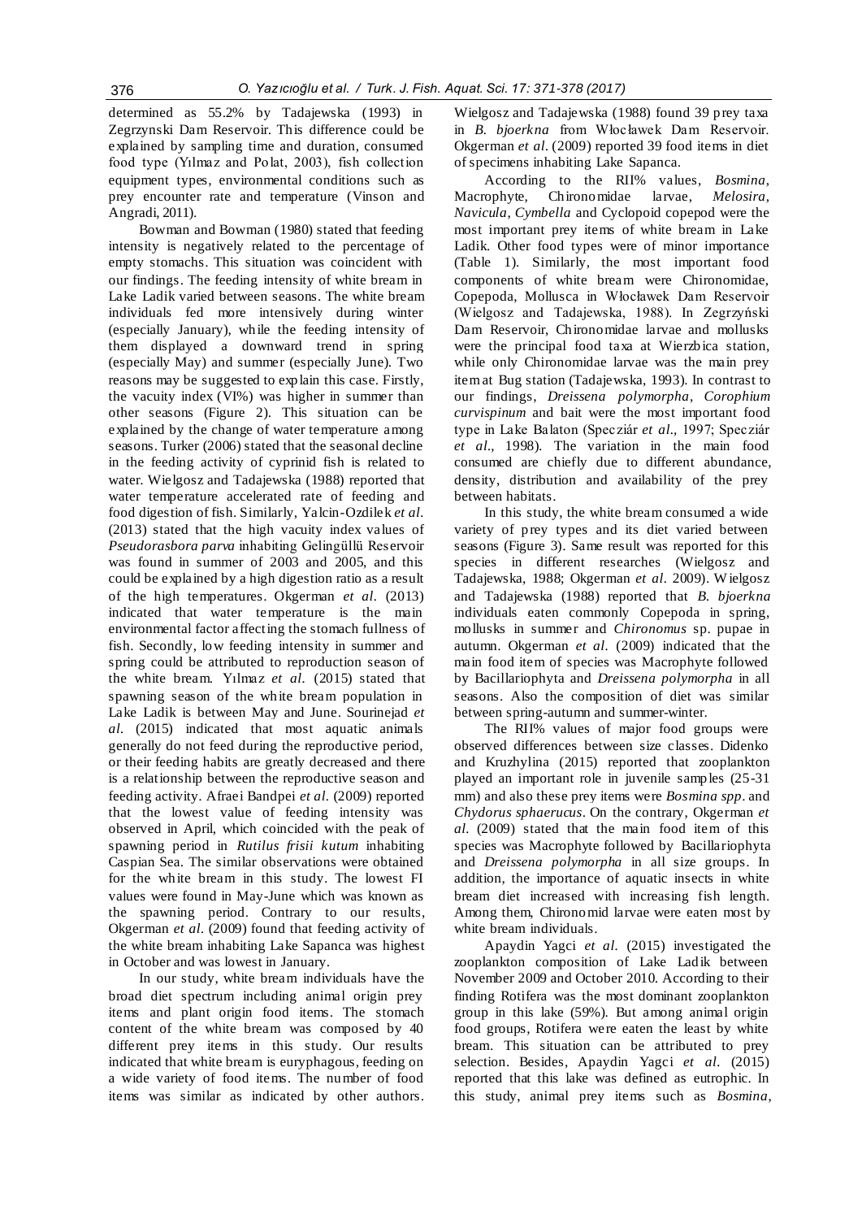determined as 55.2% by Tadajewska (1993) in Zegrzynski Dam Reservoir. This difference could be explained by sampling time and duration, consumed food type (Yılmaz and Polat, 2003), fish collection equipment types, environmental conditions such as prey encounter rate and temperature (Vinson and Angradi, 2011).

Bowman and Bowman (1980) stated that feeding intensity is negatively related to the percentage of empty stomachs. This situation was coincident with our findings. The feeding intensity of white bream in Lake Ladik varied between seasons. The white bream individuals fed more intensively during winter (especially January), while the feeding intensity of them displayed a downward trend in spring (especially May) and summer (especially June). Two reasons may be suggested to explain this case. Firstly, the vacuity index (VI%) was higher in summer than other seasons (Figure 2). This situation can be explained by the change of water temperature among seasons. Turker (2006) stated that the seasonal decline in the feeding activity of cyprinid fish is related to water. Wielgosz and Tadajewska (1988) reported that water temperature accelerated rate of feeding and food digestion of fish. Similarly, Yalcin-Ozdilek *et al.* (2013) stated that the high vacuity index values of *Pseudorasbora parva* inhabiting Gelingüllü Reservoir was found in summer of 2003 and 2005, and this could be explained by a high digestion ratio as a result of the high temperatures. Okgerman *et al.* (2013) indicated that water temperature is the main environmental factor affecting the stomach fullness of fish. Secondly, low feeding intensity in summer and spring could be attributed to reproduction season of the white bream. Yılmaz *et al.* (2015) stated that spawning season of the white bream population in Lake Ladik is between May and June. Sourinejad *et al.* (2015) indicated that most aquatic animals generally do not feed during the reproductive period, or their feeding habits are greatly decreased and there is a relationship between the reproductive season and feeding activity. Afraei Bandpei *et al.* (2009) reported that the lowest value of feeding intensity was observed in April, which coincided with the peak of spawning period in *Rutilus frisii kutum* inhabiting Caspian Sea. The similar observations were obtained for the white bream in this study. The lowest FI values were found in May-June which was known as the spawning period. Contrary to our results, Okgerman *et al.* (2009) found that feeding activity of the white bream inhabiting Lake Sapanca was highest in October and was lowest in January.

In our study, white bream individuals have the broad diet spectrum including animal origin prey items and plant origin food items. The stomach content of the white bream was composed by 40 different prey items in this study. Our results indicated that white bream is euryphagous, feeding on a wide variety of food items. The number of food items was similar as indicated by other authors. Wielgosz and Tadajewska (1988) found 39 prey taxa in *B. bjoerkna* from Włocławek Dam Reservoir. Okgerman *et al.* (2009) reported 39 food items in diet of specimens inhabiting Lake Sapanca.

According to the RII% values, *Bosmina*, Macrophyte, Chironomidae larvae, *Melosira*, *Navicula*, *Cymbella* and Cyclopoid copepod were the most important prey items of white bream in Lake Ladik. Other food types were of minor importance (Table 1). Similarly, the most important food components of white bream were Chironomidae, Copepoda, Mollusca in Włocławek Dam Reservoir (Wielgosz and Tadajewska, 1988). In Zegrzyński Dam Reservoir, Chironomidae larvae and mollusks were the principal food taxa at Wierzbica station, while only Chironomidae larvae was the main prey item at Bug station (Tadajewska, 1993). In contrast to our findings, *Dreissena polymorpha*, *Corophium curvispinum* and bait were the most important food type in Lake Balaton (Specziár *et al.*, 1997; Specziár *et al.*, 1998). The variation in the main food consumed are chiefly due to different abundance, density, distribution and availability of the prey between habitats.

In this study, the white bream consumed a wide variety of prey types and its diet varied between seasons (Figure 3). Same result was reported for this species in different researches (Wielgosz and Tadajewska, 1988; Okgerman *et al.* 2009). Wielgosz and Tadajewska (1988) reported that *B. bjoerkna* individuals eaten commonly Copepoda in spring, mollusks in summer and *Chironomus* sp. pupae in autumn. Okgerman *et al.* (2009) indicated that the main food item of species was Macrophyte followed by Bacillariophyta and *Dreissena polymorpha* in all seasons. Also the composition of diet was similar between spring-autumn and summer-winter.

The RII% values of major food groups were observed differences between size classes. Didenko and Kruzhylina (2015) reported that zooplankton played an important role in juvenile samples (25-31 mm) and also these prey items were *Bosmina spp*. and *Chydorus sphaerucus*. On the contrary, Okgerman *et al.* (2009) stated that the main food item of this species was Macrophyte followed by Bacillariophyta and *Dreissena polymorpha* in all size groups. In addition, the importance of aquatic insects in white bream diet increased with increasing fish length. Among them, Chironomid larvae were eaten most by white bream individuals.

Apaydin Yagci *et al.* (2015) investigated the zooplankton composition of Lake Ladik between November 2009 and October 2010. According to their finding Rotifera was the most dominant zooplankton group in this lake (59%). But among animal origin food groups, Rotifera were eaten the least by white bream. This situation can be attributed to prey selection. Besides, Apaydin Yagci *et al.* (2015) reported that this lake was defined as eutrophic. In this study, animal prey items such as *Bosmina*,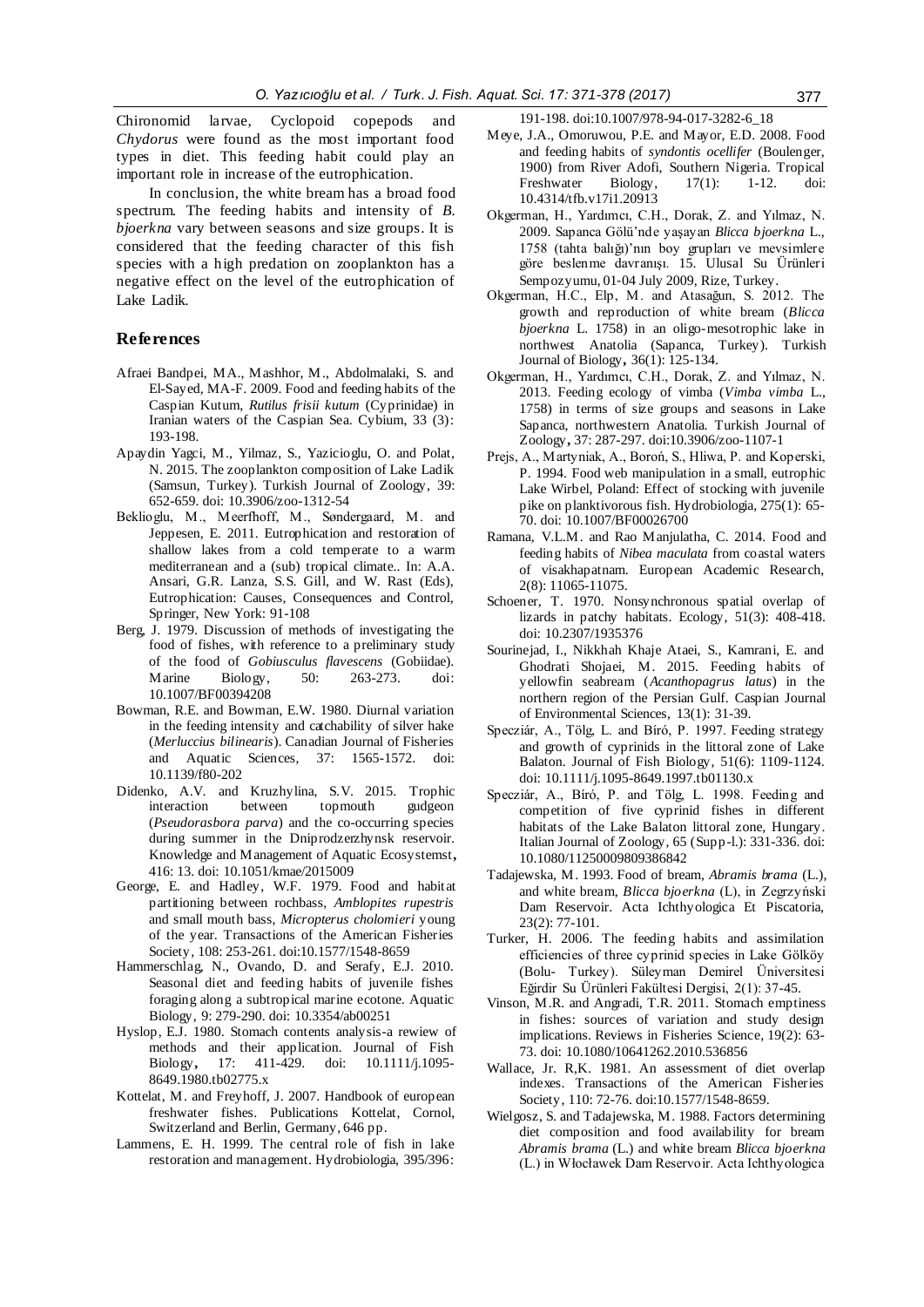Chironomid larvae, Cyclopoid copepods and *Chydorus* were found as the most important food types in diet. This feeding habit could play an important role in increase of the eutrophication.

In conclusion, the white bream has a broad food spectrum. The feeding habits and intensity of *B. bjoerkna* vary between seasons and size groups. It is considered that the feeding character of this fish species with a high predation on zooplankton has a negative effect on the level of the eutrophication of Lake Ladik.

## References

Afraei Bandpei, MA., Mashhor, M., Abdolmalaki, S. and El-Sayed, MA-F. 2009. Food and feeding habits of the Caspian Kutum, *Rutilus frisii kutum* (Cyprinidae) in Iranian waters of the Caspian Sea. Cybium, 33 (3): 193-198.

Apaydin Yagci, M., Yilmaz, S., Yazicioglu, O. and Polat, N. 2015. The zooplankton composition of Lake Ladik (Samsun, Turkey). Turkish Journal of Zoology, 39: 652-659. doi: 10.3906/zoo-1312-54

Beklioglu, M., Meerfhoff, M., Søndergaard, M. and Jeppesen, E. 2011. Eutrophication and restoration of shallow lakes from a cold temperate to a warm mediterranean and a (sub) tropical climate.. In: A.A. Ansari, G.R. Lanza, S.S. Gill, and W. Rast (Eds), Eutrophication: Causes, Consequences and Control, Springer, New York: 91-108

Berg, J. 1979. Discussion of methods of investigating the food of fishes, with reference to a preliminary study of the food of *Gobiusculus flavescens* (Gobiidae). Marine Biology, 50: 263-273. doi: 10.1007/BF00394208

Bowman, R.E. and Bowman, E.W. 1980. Diurnal variation in the feeding intensity and catchability of silver hake (*Merluccius bilinearis*). Canadian Journal of Fisheries and Aquatic Sciences, 37: 1565-1572. doi: 10.1139/f80-202

Didenko, A.V. and Kruzhylina, S.V. 2015. Trophic interaction between topmouth gudgeon (*Pseudorasbora parva*) and the co-occurring species during summer in the Dniprodzerzhynsk reservoir. Knowledge and Management of Aquatic Ecosystemst, 416: 13. doi: 10.1051/kmae/2015009

George, E. and Hadley, W.F. 1979. Food and habitat partitioning between rochbass, *Amblopites rupestris* and small mouth bass, *Micropterus cholomieri* young of the year. Transactions of the American Fisheries Society, 108: 253-261. doi:10.1577/1548-8659

Hammerschlag, N., Ovando, D. and Serafy, E.J. 2010. Seasonal diet and feeding habits of juvenile fishes foraging along a subtropical marine ecotone. Aquatic Biology, 9: 279-290. doi: 10.3354/ab00251

Hyslop, E.J. 1980. Stomach contents analysis-a rewiew of methods and their application. Journal of Fish Biology, 17: 411-429. doi: 10.1111/j.1095-8649.1980.tb02775.x

Kottelat, M. and Freyhoff, J. 2007. Handbook of european freshwater fishes. Publications Kottelat, Cornol, Switzerland and Berlin, Germany, 646 pp.

Lammens, E. H. 1999. The central role of fish in lake restoration and management. Hydrobiologia, 395/396: 191-198. doi:10.1007/978-94-017-3282-6_18

Meye, J.A., Omoruwou, P.E. and Mayor, E.D. 2008. Food and feeding habits of *syndontis ocellifer* (Boulenger, 1900) from River Adofi, Southern Nigeria. Tropical Freshwater Biology, 17(1): 1-12. doi: 10.4314/tfb.v17i1.20913

Okgerman, H., Yardımcı, C.H., Dorak, Z. and Yılmaz, N. 2009. Sapanca Gölü'nde yaşayan *Blicca bjoerkna* L., 1758 (tahta balığı)'nın boy grupları ve mevsimlere göre beslenme davranışı. 15. Ulusal Su Ürünleri Sempozyumu, 01-04 July 2009, Rize, Turkey.

Okgerman, H.C., Elp, M. and Atasağun, S. 2012. The growth and reproduction of white bream (*Blicca bjoerkna* L. 1758) in an oligo-mesotrophic lake in northwest Anatolia (Sapanca, Turkey). Turkish Journal of Biology, 36(1): 125-134.

Okgerman, H., Yardımcı, C.H., Dorak, Z. and Yılmaz, N. 2013. Feeding ecology of vimba (*Vimba vimba* L., 1758) in terms of size groups and seasons in Lake Sapanca, northwestern Anatolia. Turkish Journal of Zoology, 37: 287-297. doi:10.3906/zoo-1107-1

Prejs, A., Martyniak, A., Boroń, S., Hliwa, P. and Koperski, P. 1994. Food web manipulation in a small, eutrophic Lake Wirbel, Poland: Effect of stocking with juvenile pike on planktivorous fish. Hydrobiologia, 275(1): 65-70. doi: 10.1007/BF00026700

Ramana, V.L.M. and Rao Manjulatha, C. 2014. Food and feeding habits of *Nibea maculata* from coastal waters of visakhapatnam. European Academic Research, 2(8): 11065-11075.

Schoener, T. 1970. Nonsynchronous spatial overlap of lizards in patchy habitats. Ecology, 51(3): 408-418. doi: 10.2307/1935376

Sourinejad, I., Nikkhah Khaje Ataei, S., Kamrani, E. and Ghodrati Shojaei, M. 2015. Feeding habits of yellowfin seabream (*Acanthopagrus latus*) in the northern region of the Persian Gulf. Caspian Journal of Environmental Sciences, 13(1): 31-39.

Specziár, A., Tölg, L. and Bíró, P. 1997. Feeding strategy and growth of cyprinids in the littoral zone of Lake Balaton. Journal of Fish Biology, 51(6): 1109-1124. doi: 10.1111/j.1095-8649.1997.tb01130.x

Specziár, A., Bíró, P. and Tölg, L. 1998. Feeding and competition of five cyprinid fishes in different habitats of the Lake Balaton littoral zone, Hungary. Italian Journal of Zoology, 65 (Supp-l.): 331-336. doi: 10.1080/11250009809386842

Tadajewska, M. 1993. Food of bream, *Abramis brama* (L.), and white bream, *Blicca bjoerkna* (L), in Zegrzyński Dam Reservoir. Acta Ichthyologica Et Piscatoria, 23(2): 77-101.

Turker, H. 2006. The feeding habits and assimilation efficiencies of three cyprinid species in Lake Gölköy (Bolu- Turkey). Süleyman Demirel Üniversitesi Eğirdir Su Ürünleri Fakültesi Dergisi, 2(1): 37-45.

Vinson, M.R. and Angradi, T.R. 2011. Stomach emptiness in fishes: sources of variation and study design implications. Reviews in Fisheries Science, 19(2): 63-73. doi: 10.1080/10641262.2010.536856

Wallace, Jr. R,K. 1981. An assessment of diet overlap indexes. Transactions of the American Fisheries Society, 110: 72-76. doi:10.1577/1548-8659.

Wielgosz, S. and Tadajewska, M. 1988. Factors determining diet composition and food availability for bream *Abramis brama* (L.) and white bream *Blicca bjoerkna* (L.) in Włocławek Dam Reservoir. Acta Ichthyologica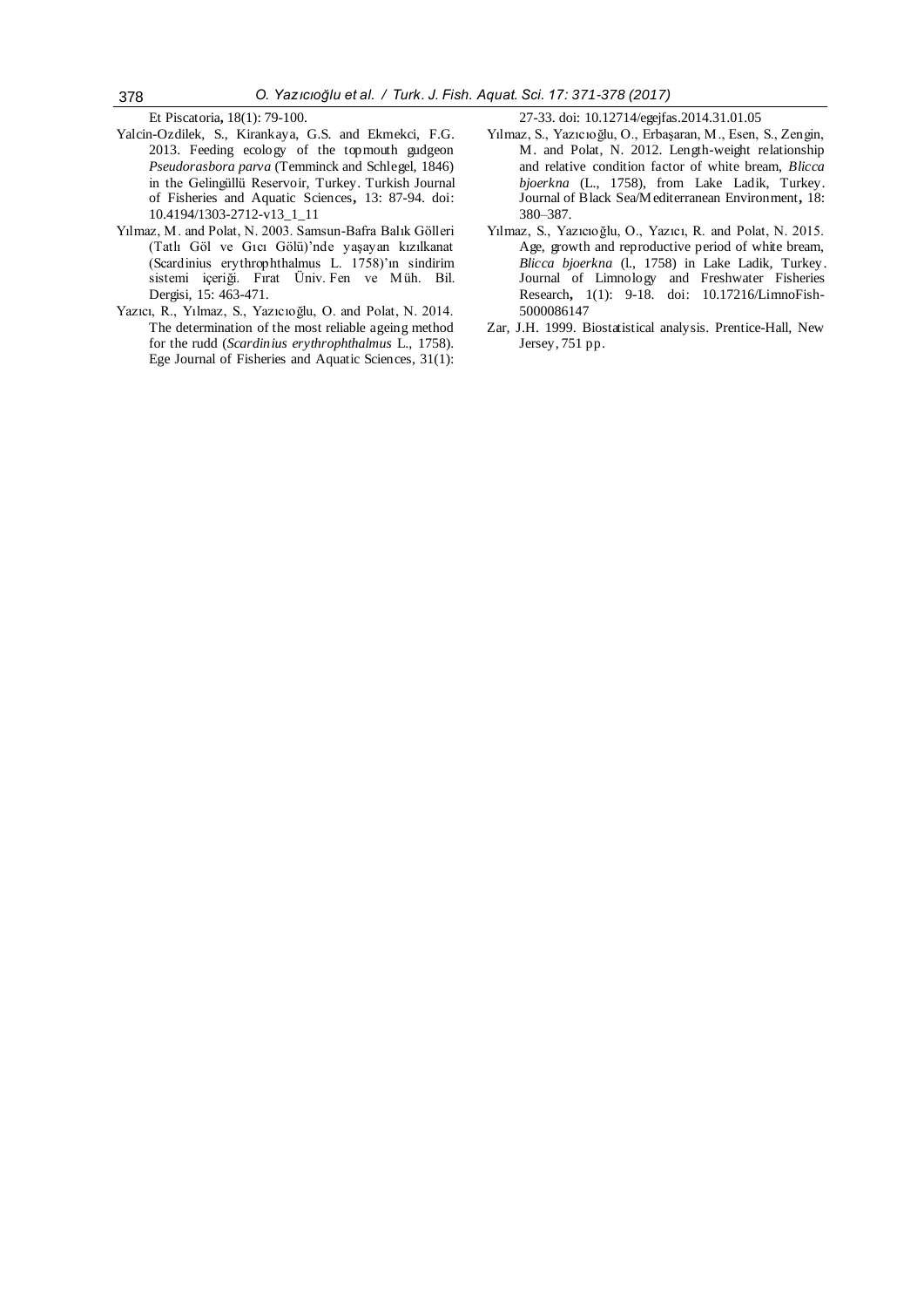Et Piscatoria, 18(1): 79-100.

Yalcin-Ozdilek, S., Kirankaya, G.S. and Ekmekci, F.G. 2013. Feeding ecology of the topmouth gudgeon *Pseudorasbora parva* (Temminck and Schlegel, 1846) in the Gelingüllü Reservoir, Turkey. Turkish Journal of Fisheries and Aquatic Sciences, 13: 87-94. doi: 10.4194/1303-2712-v13_1_11

Yılmaz, M. and Polat, N. 2003. Samsun-Bafra Balık Gölleri (Tatlı Göl ve Gıcı Gölü)'nde yaşayan kızılkanat (Scardinius erythrophthalmus L. 1758)'ın sindirim sistemi içeriği. Fırat Üniv. Fen ve Müh. Bil. Dergisi, 15: 463-471.

Yazıcı, R., Yılmaz, S., Yazıcıoğlu, O. and Polat, N. 2014. The determination of the most reliable ageing method for the rudd (*Scardinius erythrophthalmus* L., 1758). Ege Journal of Fisheries and Aquatic Sciences, 31(1): 27-33. doi: 10.12714/egejfas.2014.31.01.05

Yılmaz, S., Yazıcıoğlu, O., Erbaşaran, M., Esen, S., Zengin, M. and Polat, N. 2012. Length-weight relationship and relative condition factor of white bream, *Blicca bjoerkna* (L., 1758), from Lake Ladik, Turkey. Journal of Black Sea/Mediterranean Environment, 18: 380–387.

Yılmaz, S., Yazıcıoğlu, O., Yazıcı, R. and Polat, N. 2015. Age, growth and reproductive period of white bream, *Blicca bjoerkna* (l., 1758) in Lake Ladik, Turkey. Journal of Limnology and Freshwater Fisheries Research, 1(1): 9-18. doi: 10.17216/LimnoFish-5000086147

Zar, J.H. 1999. Biostatistical analysis. Prentice-Hall, New Jersey, 751 pp.